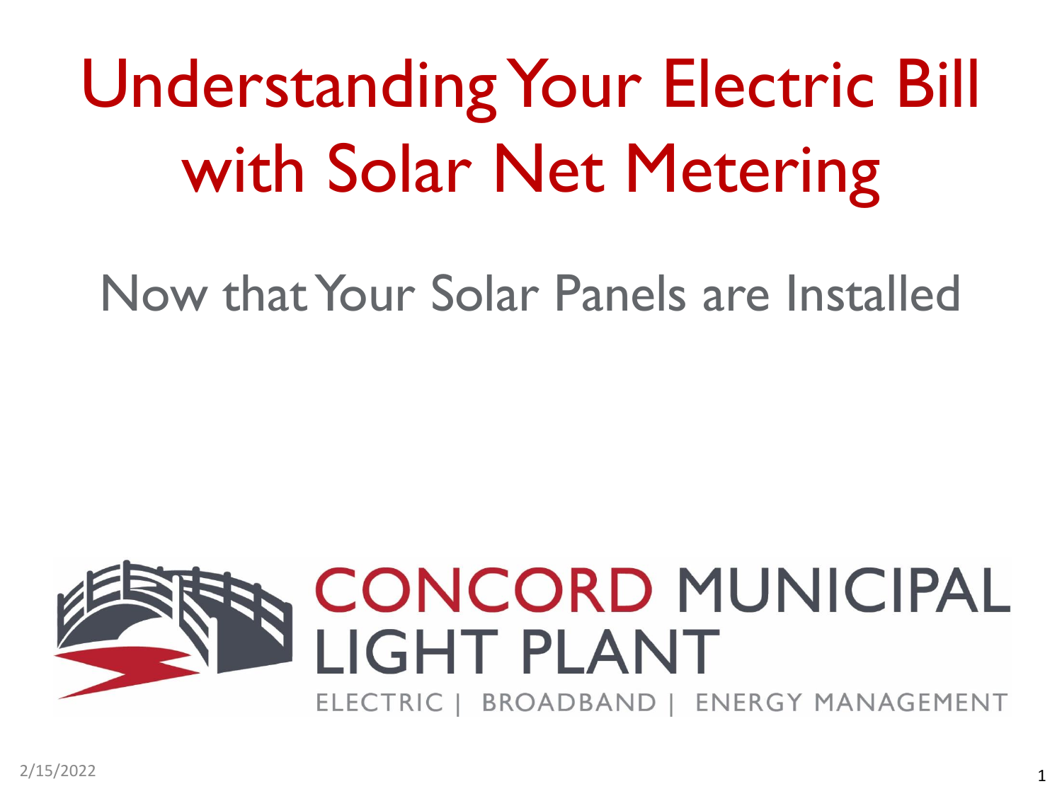# Understanding Your Electric Bill with Solar Net Metering

## Now that Your Solar Panels are Installed

CONCORD MUNICIPAL LIGHT PLANT

ELECTRIC | BROADBAND | ENERGY MANAGEMENT

2/15/2022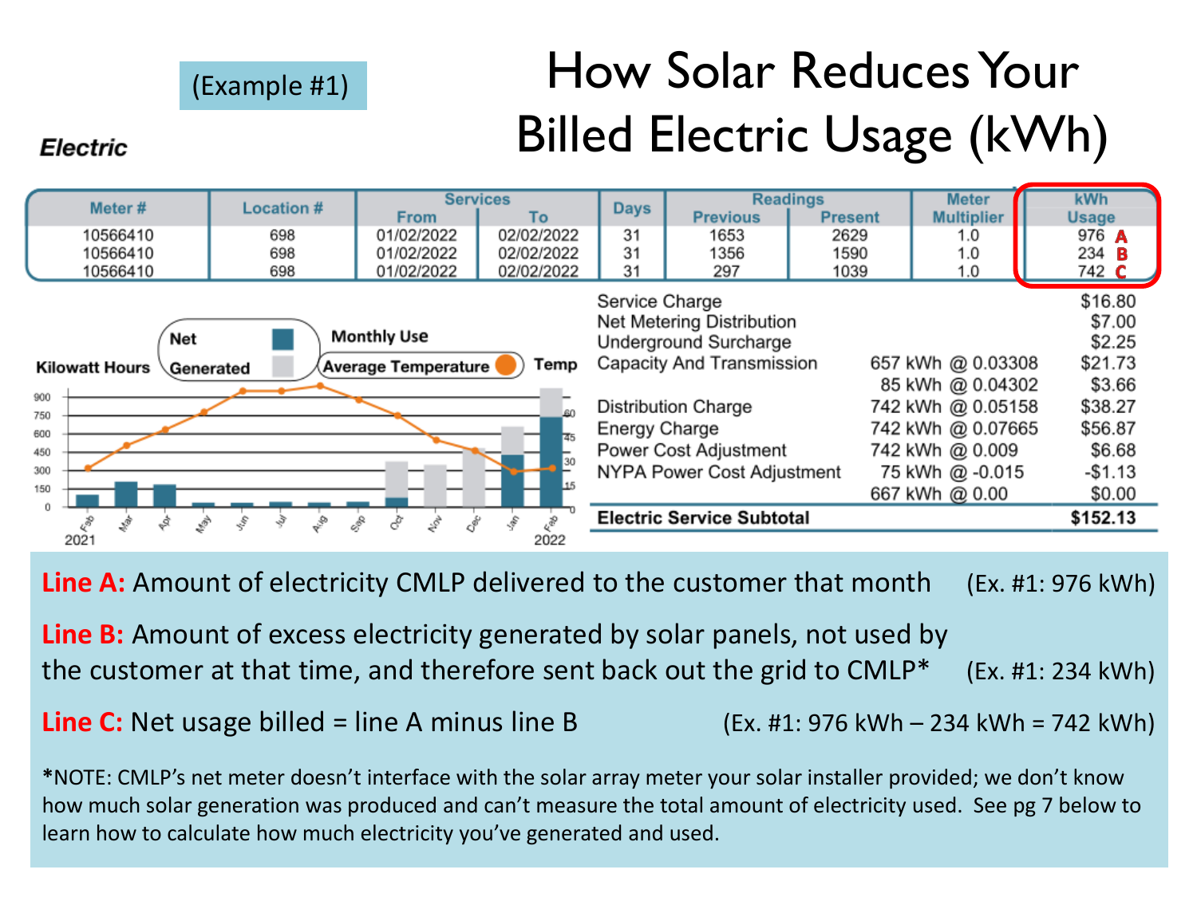(Example #1)

# How Solar Reduces Your Billed Electric Usage (kWh)

**Electric**

| Meter # | Location # | Services From | Services To | Days | Readings Previous | Readings Present | Meter Multiplier | kWh Usage |
|---|---|---|---|---|---|---|---|---|
| 10566410 | 698 | 01/02/2022 | 02/02/2022 | 31 | 1653 | 2629 | 1.0 | 976 A |
| 10566410 | 698 | 01/02/2022 | 02/02/2022 | 31 | 1356 | 1590 | 1.0 | 234 B |
| 10566410 | 698 | 01/02/2022 | 02/02/2022 | 31 | 297 | 1039 | 1.0 | 742 C |

| Charge | Usage | Amount |
|---|---|---|
| Service Charge | | $16.80 |
| Net Metering Distribution | | $7.00 |
| Underground Surcharge | | $2.25 |
| Capacity And Transmission | 657 kWh @ 0.03308 | $21.73 |
| | 85 kWh @ 0.04302 | $3.66 |
| Distribution Charge | 742 kWh @ 0.05158 | $38.27 |
| Energy Charge | 742 kWh @ 0.07665 | $56.87 |
| Power Cost Adjustment | 742 kWh @ 0.009 | $6.68 |
| NYPA Power Cost Adjustment | 75 kWh @ -0.015 | -$1.13 |
| | 667 kWh @ 0.00 | $0.00 |
| **Electric Service Subtotal** | | **$152.13** |

**Line A:** Amount of electricity CMLP delivered to the customer that month (Ex. #1: 976 kWh)

**Line B:** Amount of excess electricity generated by solar panels, not used by the customer at that time, and therefore sent back out the grid to CMLP* (Ex. #1: 234 kWh)

**Line C:** Net usage billed = line A minus line B (Ex. #1: 976 kWh – 234 kWh = 742 kWh)

*NOTE: CMLP's net meter doesn't interface with the solar array meter your solar installer provided; we don't know how much solar generation was produced and can't measure the total amount of electricity used. See pg 7 below to learn how to calculate how much electricity you've generated and used.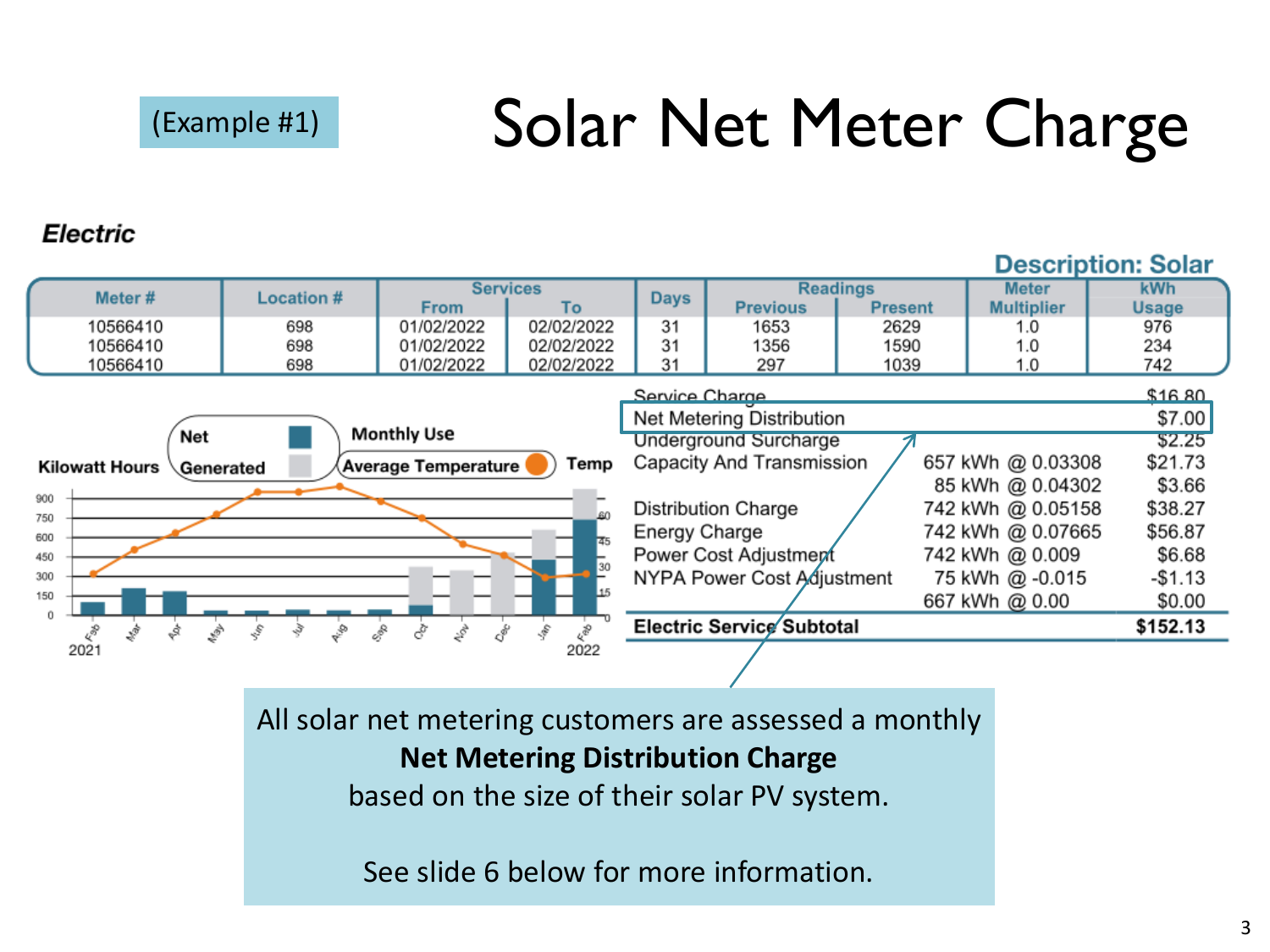(Example #1)

# Solar Net Meter Charge

### *Electric*

**Description: Solar**

| Meter # | Location # | Services From | Services To | Days | Readings Previous | Readings Present | Meter Multiplier | kWh Usage |
|---|---|---|---|---|---|---|---|---|
| 10566410 | 698 | 01/02/2022 | 02/02/2022 | 31 | 1653 | 2629 | 1.0 | 976 |
| 10566410 | 698 | 01/02/2022 | 02/02/2022 | 31 | 1356 | 1590 | 1.0 | 234 |
| 10566410 | 698 | 01/02/2022 | 02/02/2022 | 31 | 297 | 1039 | 1.0 | 742 |

| Charge | Usage | Amount |
|---|---|---|
| Service Charge | | $16.80 |
| Net Metering Distribution | | $7.00 |
| Underground Surcharge | | $2.25 |
| Capacity And Transmission | 657 kWh @ 0.03308 | $21.73 |
| | 85 kWh @ 0.04302 | $3.66 |
| Distribution Charge | 742 kWh @ 0.05158 | $38.27 |
| Energy Charge | 742 kWh @ 0.07665 | $56.87 |
| Power Cost Adjustment | 742 kWh @ 0.009 | $6.68 |
| NYPA Power Cost Adjustment | 75 kWh @ -0.015 | -$1.13 |
| | 667 kWh @ 0.00 | $0.00 |
| **Electric Service Subtotal** | | **$152.13** |

Kilowatt Hours — Net / Generated — Monthly Use — Average Temperature — Temp (Feb 2021 – Feb 2022)

All solar net metering customers are assessed a monthly **Net Metering Distribution Charge** based on the size of their solar PV system.

See slide 6 below for more information.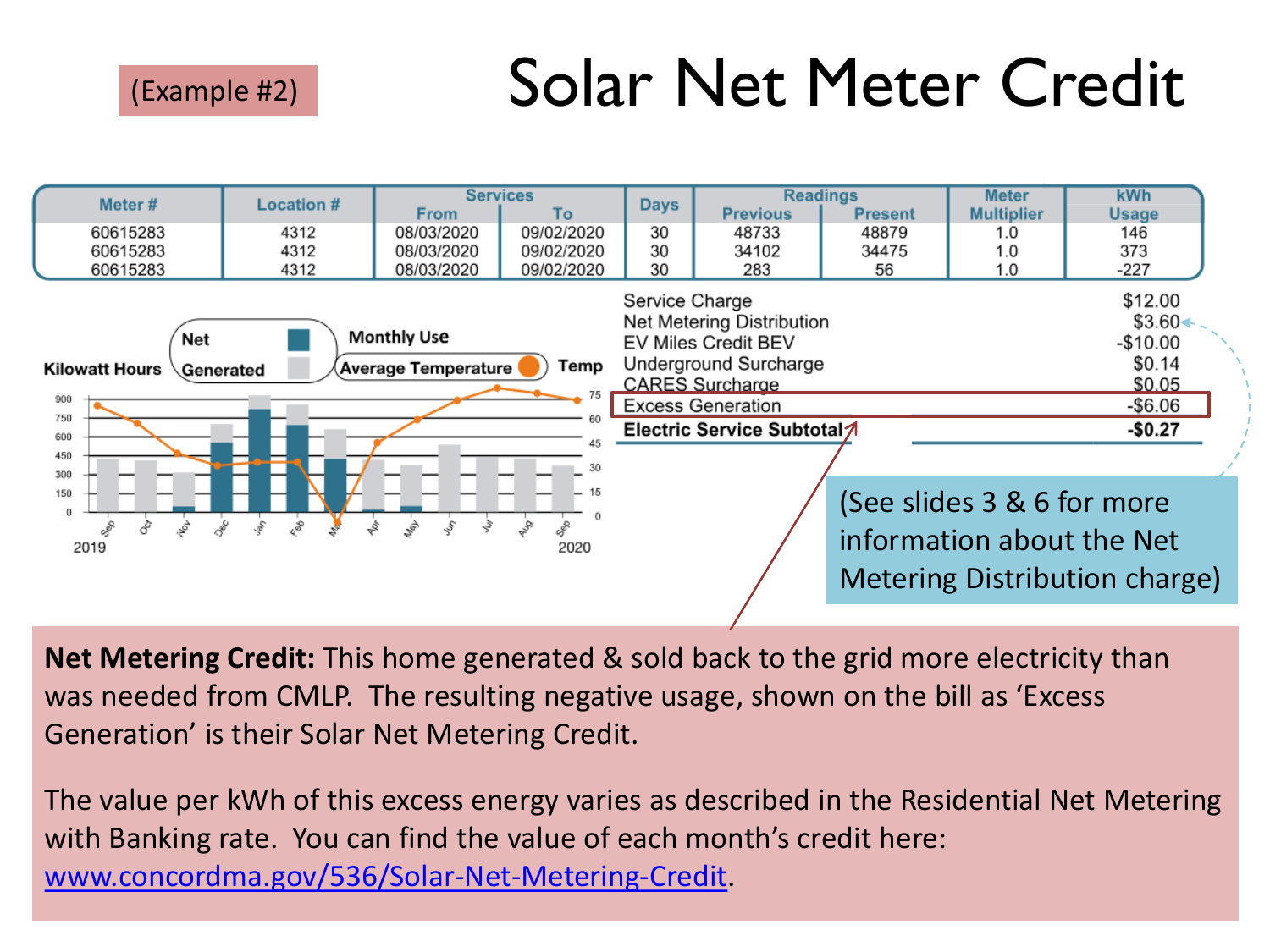(Example #2)

# Solar Net Meter Credit

| Meter # | Location # | Services From | Services To | Days | Readings Previous | Readings Present | Meter Multiplier | kWh Usage |
|---|---|---|---|---|---|---|---|---|
| 60615283 | 4312 | 08/03/2020 | 09/02/2020 | 30 | 48733 | 48879 | 1.0 | 146 |
| 60615283 | 4312 | 08/03/2020 | 09/02/2020 | 30 | 34102 | 34475 | 1.0 | 373 |
| 60615283 | 4312 | 08/03/2020 | 09/02/2020 | 30 | 283 | 56 | 1.0 | -227 |

| | |
|---|---|
| Service Charge | $12.00 |
| Net Metering Distribution | $3.60 |
| EV Miles Credit BEV | -$10.00 |
| Underground Surcharge | $0.14 |
| CARES Surcharge | $0.05 |
| Excess Generation | -$6.06 |
| **Electric Service Subtotal** | **-$0.27** |

(See slides 3 & 6 for more information about the Net Metering Distribution charge)

**Net Metering Credit:** This home generated & sold back to the grid more electricity than was needed from CMLP. The resulting negative usage, shown on the bill as 'Excess Generation' is their Solar Net Metering Credit.

The value per kWh of this excess energy varies as described in the Residential Net Metering with Banking rate. You can find the value of each month's credit here: www.concordma.gov/536/Solar-Net-Metering-Credit.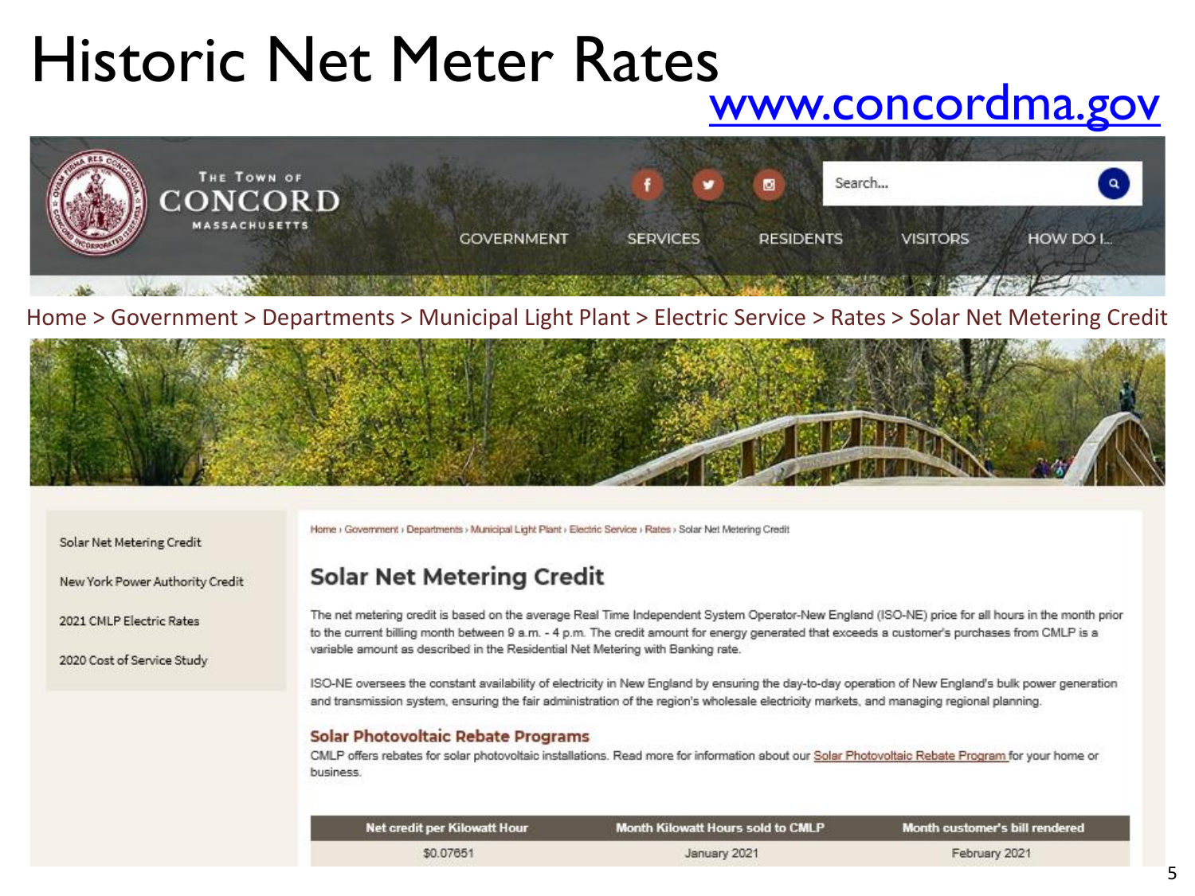# Historic Net Meter Rates

www.concordma.gov

THE TOWN OF CONCORD MASSACHUSETTS

GOVERNMENT SERVICES RESIDENTS VISITORS HOW DO I...

Home > Government > Departments > Municipal Light Plant > Electric Service > Rates > Solar Net Metering Credit

- Solar Net Metering Credit
- New York Power Authority Credit
- 2021 CMLP Electric Rates
- 2020 Cost of Service Study

Home › Government › Departments › Municipal Light Plant › Electric Service › Rates › Solar Net Metering Credit

## Solar Net Metering Credit

The net metering credit is based on the average Real Time Independent System Operator-New England (ISO-NE) price for all hours in the month prior to the current billing month between 9 a.m. - 4 p.m. The credit amount for energy generated that exceeds a customer's purchases from CMLP is a variable amount as described in the Residential Net Metering with Banking rate.

ISO-NE oversees the constant availability of electricity in New England by ensuring the day-to-day operation of New England's bulk power generation and transmission system, ensuring the fair administration of the region's wholesale electricity markets, and managing regional planning.

### Solar Photovoltaic Rebate Programs

CMLP offers rebates for solar photovoltaic installations. Read more for information about our Solar Photovoltaic Rebate Program for your home or business.

| Net credit per Kilowatt Hour | Month Kilowatt Hours sold to CMLP | Month customer's bill rendered |
| --- | --- | --- |
| $0.07651 | January 2021 | February 2021 |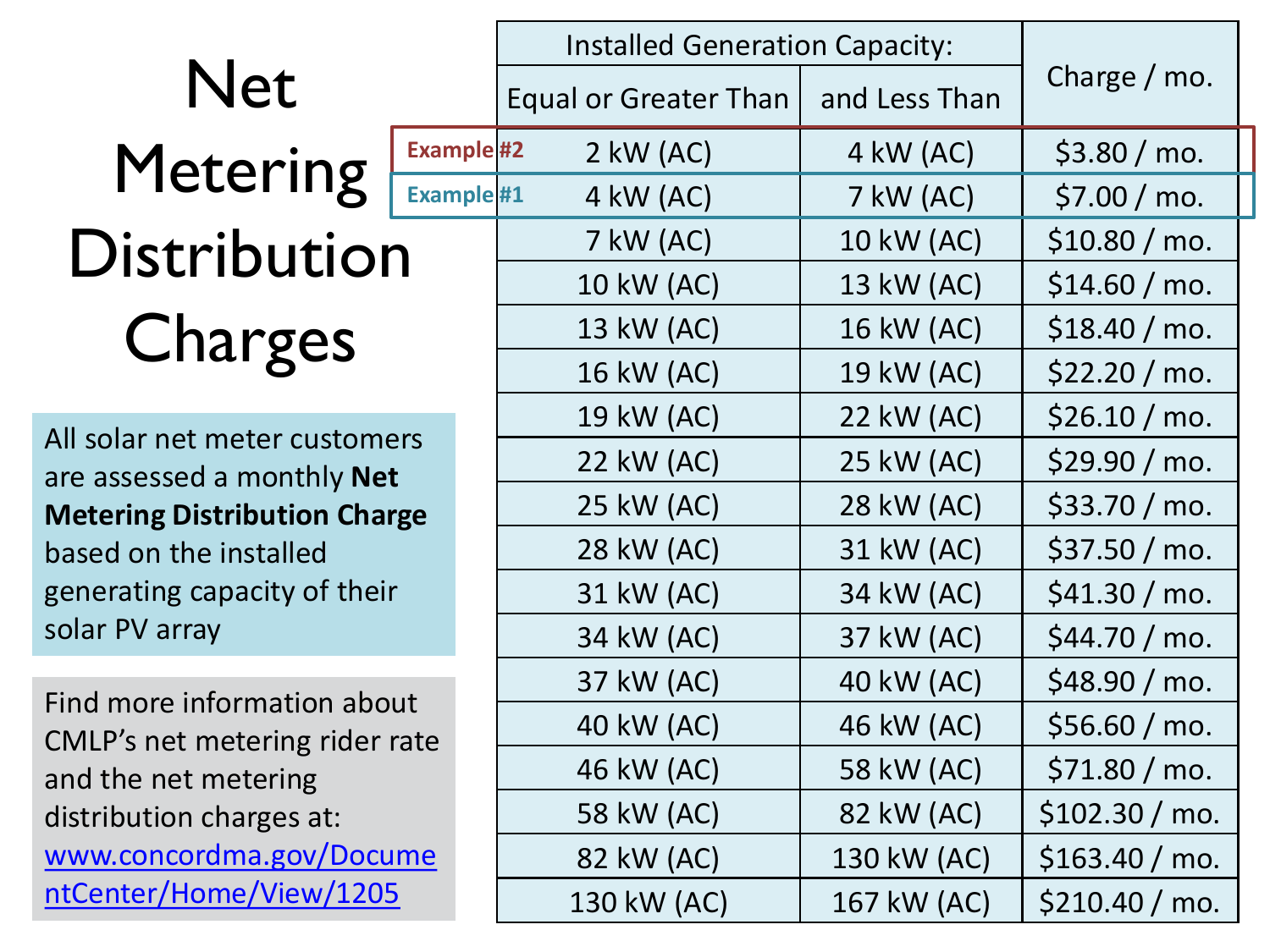# Net Metering Distribution Charges

All solar net meter customers are assessed a monthly **Net Metering Distribution Charge** based on the installed generating capacity of their solar PV array

Find more information about CMLP's net metering rider rate and the net metering distribution charges at: [www.concordma.gov/DocumentCenter/Home/View/1205](www.concordma.gov/DocumentCenter/Home/View/1205)

| | Installed Generation Capacity: | | Charge / mo. |
|---|---|---|---|
| | Equal or Greater Than | and Less Than | |
| Example #2 | 2 kW (AC) | 4 kW (AC) | $3.80 / mo. |
| Example #1 | 4 kW (AC) | 7 kW (AC) | $7.00 / mo. |
| | 7 kW (AC) | 10 kW (AC) | $10.80 / mo. |
| | 10 kW (AC) | 13 kW (AC) | $14.60 / mo. |
| | 13 kW (AC) | 16 kW (AC) | $18.40 / mo. |
| | 16 kW (AC) | 19 kW (AC) | $22.20 / mo. |
| | 19 kW (AC) | 22 kW (AC) | $26.10 / mo. |
| | 22 kW (AC) | 25 kW (AC) | $29.90 / mo. |
| | 25 kW (AC) | 28 kW (AC) | $33.70 / mo. |
| | 28 kW (AC) | 31 kW (AC) | $37.50 / mo. |
| | 31 kW (AC) | 34 kW (AC) | $41.30 / mo. |
| | 34 kW (AC) | 37 kW (AC) | $44.70 / mo. |
| | 37 kW (AC) | 40 kW (AC) | $48.90 / mo. |
| | 40 kW (AC) | 46 kW (AC) | $56.60 / mo. |
| | 46 kW (AC) | 58 kW (AC) | $71.80 / mo. |
| | 58 kW (AC) | 82 kW (AC) | $102.30 / mo. |
| | 82 kW (AC) | 130 kW (AC) | $163.40 / mo. |
| | 130 kW (AC) | 167 kW (AC) | $210.40 / mo. |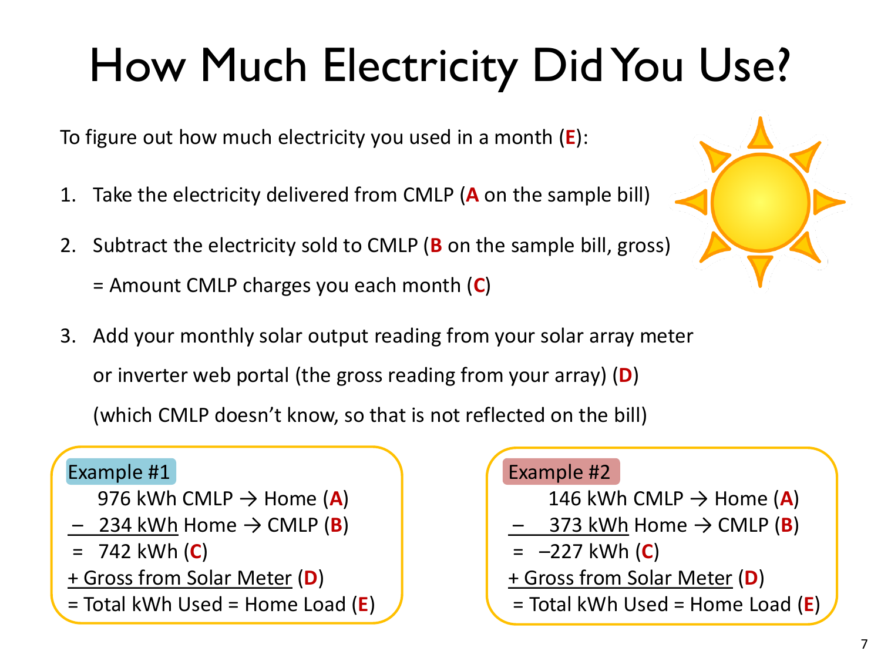# How Much Electricity Did You Use?

To figure out how much electricity you used in a month (**E**):

1. Take the electricity delivered from CMLP (**A** on the sample bill)
2. Subtract the electricity sold to CMLP (**B** on the sample bill, gross)

   = Amount CMLP charges you each month (**C**)
3. Add your monthly solar output reading from your solar array meter or inverter web portal (the gross reading from your array) (**D**) (which CMLP doesn't know, so that is not reflected on the bill)

**Example #1**

976 kWh CMLP → Home (**A**)
– 234 kWh Home → CMLP (**B**)
= 742 kWh (**C**)
+ Gross from Solar Meter (**D**)
= Total kWh Used = Home Load (**E**)

**Example #2**

146 kWh CMLP → Home (**A**)
– 373 kWh Home → CMLP (**B**)
= –227 kWh (**C**)
+ Gross from Solar Meter (**D**)
= Total kWh Used = Home Load (**E**)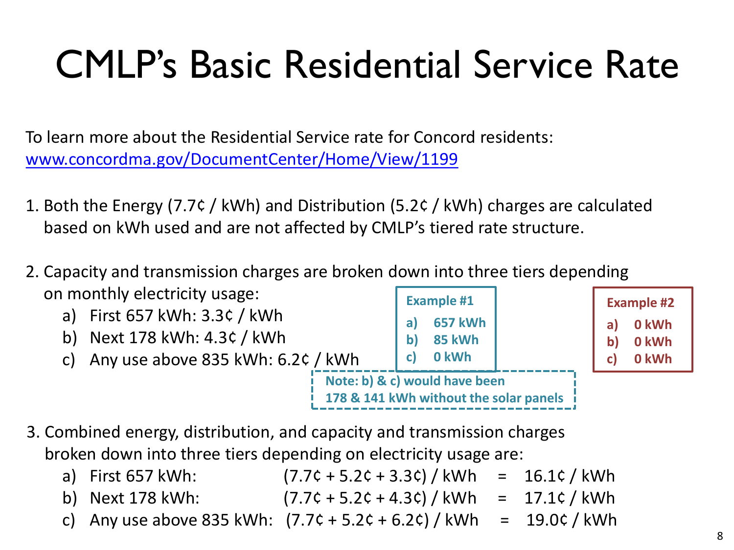# CMLP's Basic Residential Service Rate

To learn more about the Residential Service rate for Concord residents: [www.concordma.gov/DocumentCenter/Home/View/1199](www.concordma.gov/DocumentCenter/Home/View/1199)

1. Both the Energy (7.7¢ / kWh) and Distribution (5.2¢ / kWh) charges are calculated based on kWh used and are not affected by CMLP's tiered rate structure.

2. Capacity and transmission charges are broken down into three tiers depending on monthly electricity usage:
   a) First 657 kWh: 3.3¢ / kWh
   b) Next 178 kWh: 4.3¢ / kWh
   c) Any use above 835 kWh: 6.2¢ / kWh

**Example #1**

**a) 657 kWh**
**b) 85 kWh**
**c) 0 kWh**

**Note: b) & c) would have been 178 & 141 kWh without the solar panels**

**Example #2**

**a) 0 kWh**
**b) 0 kWh**
**c) 0 kWh**

3. Combined energy, distribution, and capacity and transmission charges broken down into three tiers depending on electricity usage are:
   a) First 657 kWh: (7.7¢ + 5.2¢ + 3.3¢) / kWh = 16.1¢ / kWh
   b) Next 178 kWh: (7.7¢ + 5.2¢ + 4.3¢) / kWh = 17.1¢ / kWh
   c) Any use above 835 kWh: (7.7¢ + 5.2¢ + 6.2¢) / kWh = 19.0¢ / kWh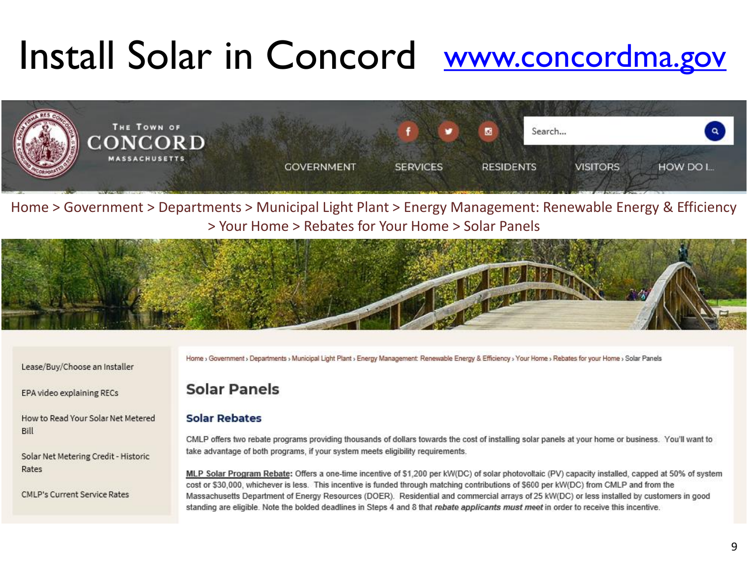# Install Solar in Concord [www.concordma.gov](http://www.concordma.gov)

The Town of CONCORD MASSACHUSETTS

GOVERNMENT SERVICES RESIDENTS VISITORS HOW DO I...

Home > Government > Departments > Municipal Light Plant > Energy Management: Renewable Energy & Efficiency > Your Home > Rebates for Your Home > Solar Panels

- Lease/Buy/Choose an Installer
- EPA video explaining RECs
- How to Read Your Solar Net Metered Bill
- Solar Net Metering Credit - Historic Rates
- CMLP's Current Service Rates

Home › Government › Departments › Municipal Light Plant › Energy Management: Renewable Energy & Efficiency › Your Home › Rebates for your Home › Solar Panels

## Solar Panels

### Solar Rebates

CMLP offers two rebate programs providing thousands of dollars towards the cost of installing solar panels at your home or business. You'll want to take advantage of both programs, if your system meets eligibility requirements.

**MLP Solar Program Rebate**: Offers a one-time incentive of $1,200 per kW(DC) of solar photovoltaic (PV) capacity installed, capped at 50% of system cost or $30,000, whichever is less. This incentive is funded through matching contributions of $600 per kW(DC) from CMLP and from the Massachusetts Department of Energy Resources (DOER). Residential and commercial arrays of 25 kW(DC) or less installed by customers in good standing are eligible. Note the bolded deadlines in Steps 4 and 8 that ***rebate applicants must meet*** in order to receive this incentive.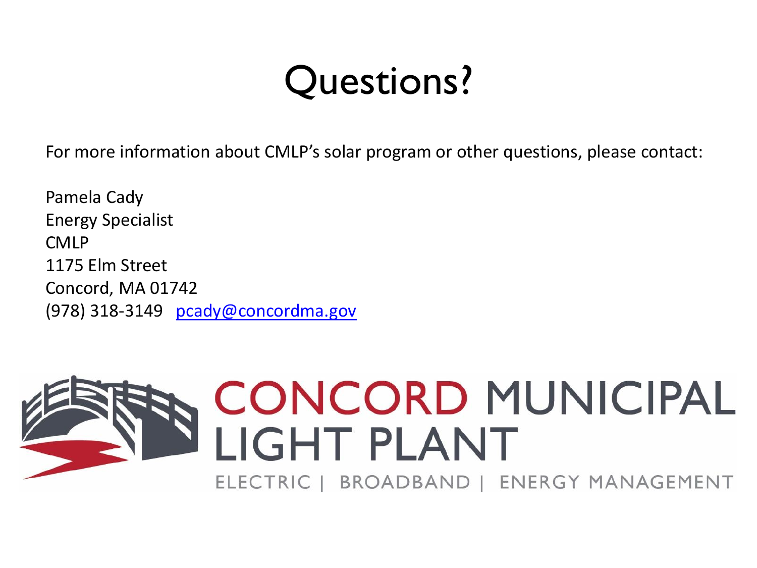# Questions?

For more information about CMLP's solar program or other questions, please contact:

Pamela Cady
Energy Specialist
CMLP
1175 Elm Street
Concord, MA 01742
(978) 318-3149   pcady@concordma.gov

CONCORD MUNICIPAL LIGHT PLANT
ELECTRIC | BROADBAND | ENERGY MANAGEMENT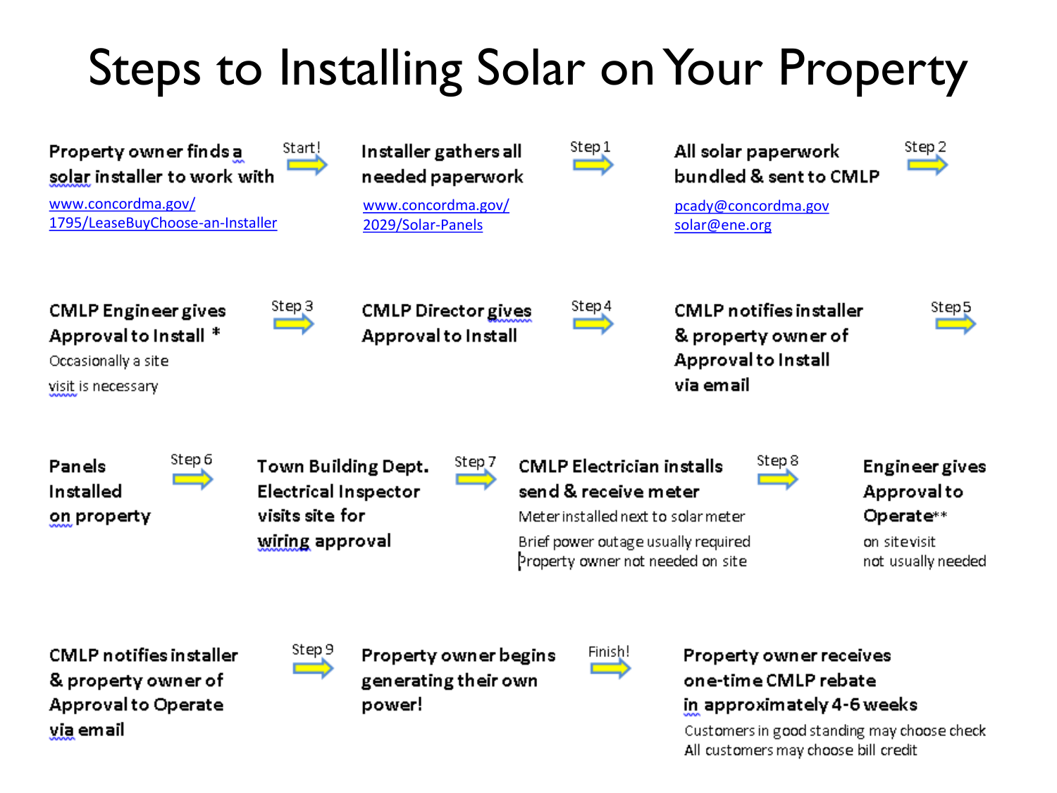# Steps to Installing Solar on Your Property

**Property owner finds a solar installer to work with**
www.concordma.gov/1795/LeaseBuyChoose-an-Installer

Start! →

**Installer gathers all needed paperwork**
www.concordma.gov/2029/Solar-Panels

Step 1 →

**All solar paperwork bundled & sent to CMLP**
pcady@concordma.gov
solar@ene.org

Step 2 →

**CMLP Engineer gives Approval to Install ***
Occasionally a site visit is necessary

Step 3 →

**CMLP Director gives Approval to Install**

Step 4 →

**CMLP notifies installer & property owner of Approval to Install via email**

Step 5 →

**Panels Installed on property**

Step 6 →

**Town Building Dept. Electrical Inspector visits site for wiring approval**

Step 7 →

**CMLP Electrician installs send & receive meter**
Meter installed next to solar meter
Brief power outage usually required
Property owner not needed on site

Step 8 →

**Engineer gives Approval to Operate****
on site visit not usually needed

**CMLP notifies installer & property owner of Approval to Operate via email**

Step 9 →

**Property owner begins generating their own power!**

Finish! →

**Property owner receives one-time CMLP rebate in approximately 4-6 weeks**
Customers in good standing may choose check
All customers may choose bill credit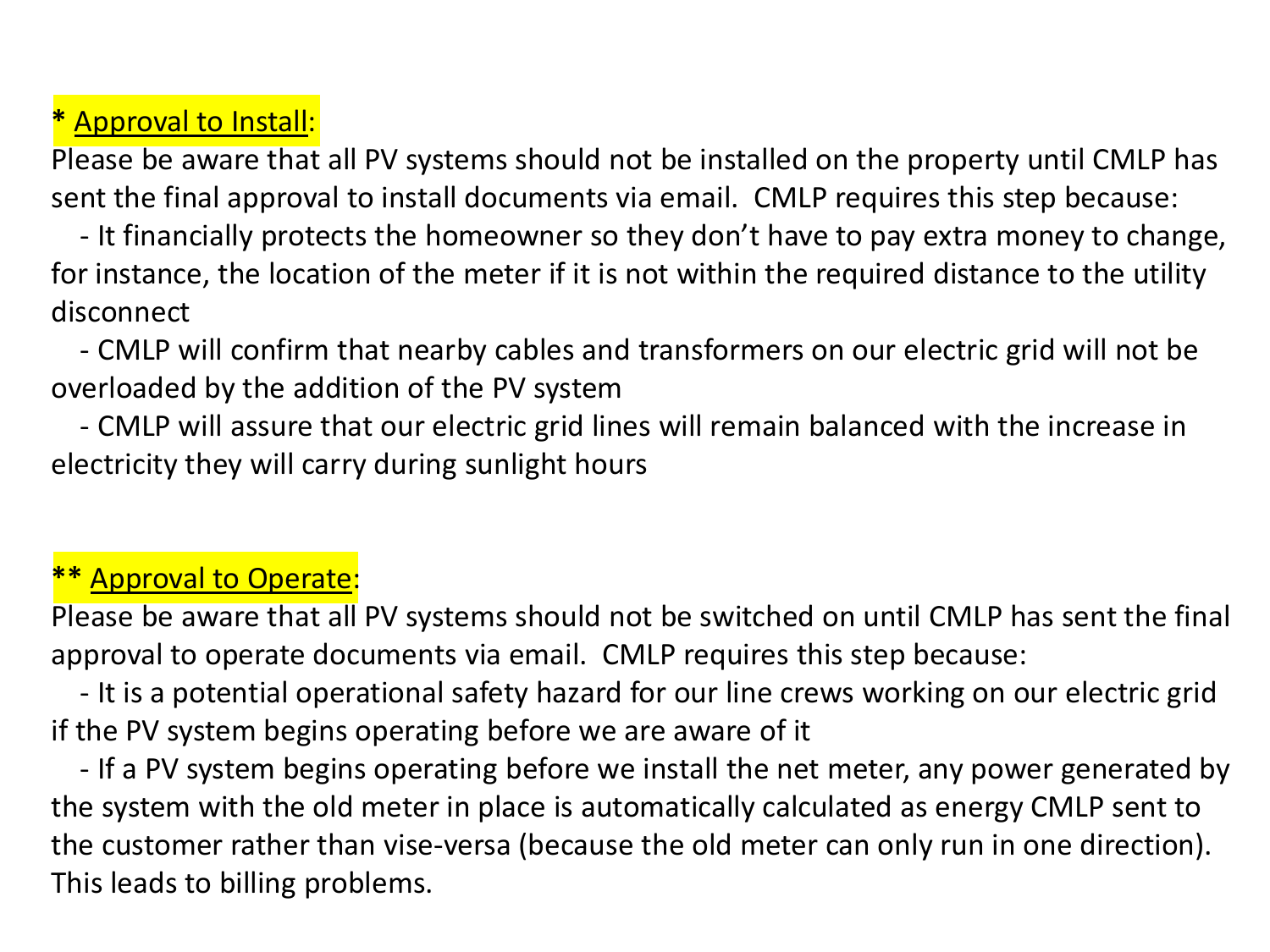**\*** <u>Approval to Install</u>:

Please be aware that all PV systems should not be installed on the property until CMLP has sent the final approval to install documents via email. CMLP requires this step because:

- It financially protects the homeowner so they don't have to pay extra money to change, for instance, the location of the meter if it is not within the required distance to the utility disconnect
- CMLP will confirm that nearby cables and transformers on our electric grid will not be overloaded by the addition of the PV system
- CMLP will assure that our electric grid lines will remain balanced with the increase in electricity they will carry during sunlight hours

**\*\*** <u>Approval to Operate</u>:

Please be aware that all PV systems should not be switched on until CMLP has sent the final approval to operate documents via email. CMLP requires this step because:

- It is a potential operational safety hazard for our line crews working on our electric grid if the PV system begins operating before we are aware of it
- If a PV system begins operating before we install the net meter, any power generated by the system with the old meter in place is automatically calculated as energy CMLP sent to the customer rather than vise-versa (because the old meter can only run in one direction). This leads to billing problems.